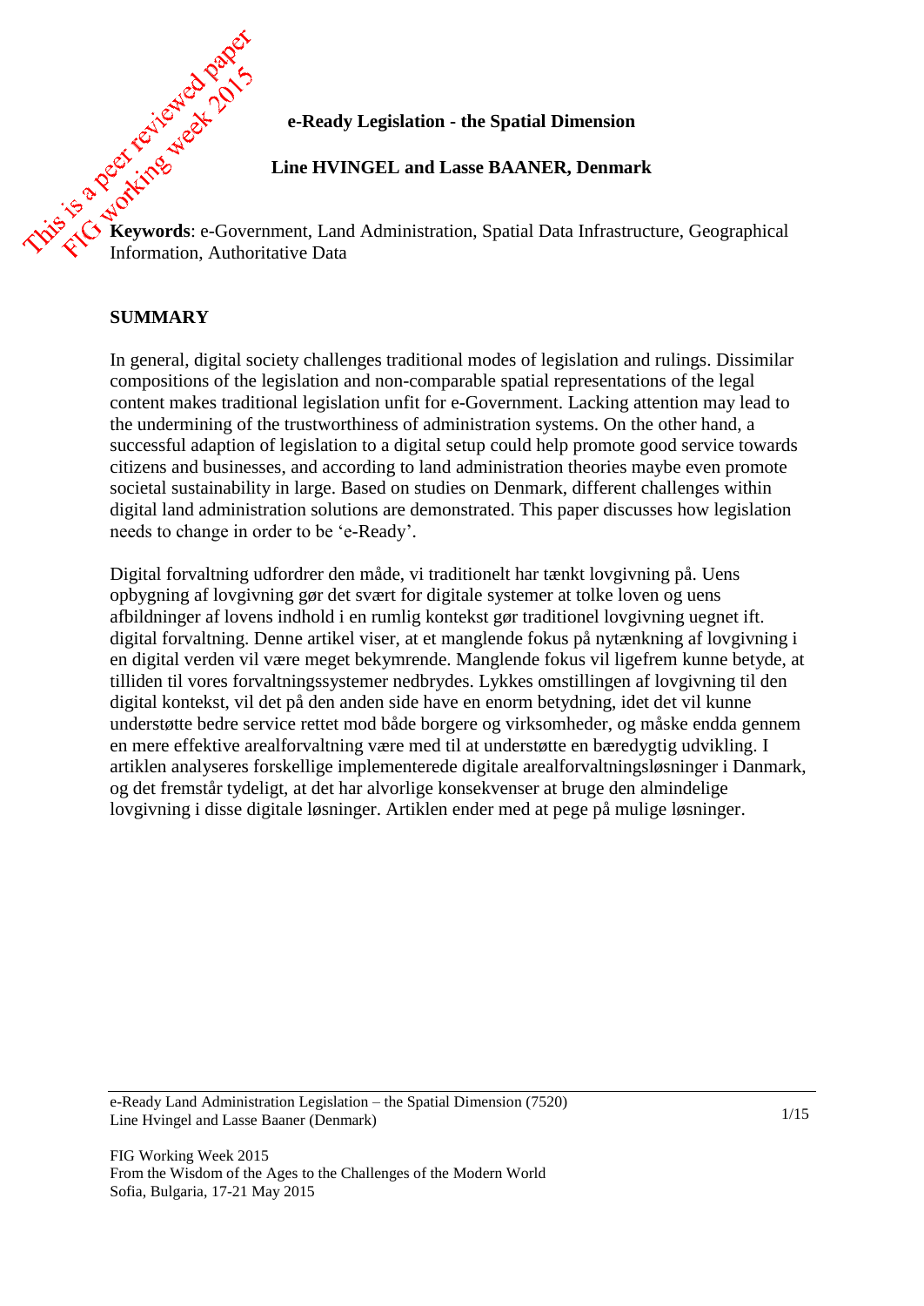This is a peer reviewed paper
FIG working week 2015

# e-Ready Legislation - the Spatial Dimension

**Line HVINGEL and Lasse BAANER, Denmark**

**Keywords**: e-Government, Land Administration, Spatial Data Infrastructure, Geographical Information, Authoritative Data

## SUMMARY

In general, digital society challenges traditional modes of legislation and rulings. Dissimilar compositions of the legislation and non-comparable spatial representations of the legal content makes traditional legislation unfit for e-Government. Lacking attention may lead to the undermining of the trustworthiness of administration systems. On the other hand, a successful adaption of legislation to a digital setup could help promote good service towards citizens and businesses, and according to land administration theories maybe even promote societal sustainability in large. Based on studies on Denmark, different challenges within digital land administration solutions are demonstrated. This paper discusses how legislation needs to change in order to be 'e-Ready'.

Digital forvaltning udfordrer den måde, vi traditionelt har tænkt lovgivning på. Uens opbygning af lovgivning gør det svært for digitale systemer at tolke loven og uens afbildninger af lovens indhold i en rumlig kontekst gør traditionel lovgivning uegnet ift. digital forvaltning. Denne artikel viser, at et manglende fokus på nytænkning af lovgivning i en digital verden vil være meget bekymrende. Manglende fokus vil ligefrem kunne betyde, at tilliden til vores forvaltningssystemer nedbrydes. Lykkes omstillingen af lovgivning til den digital kontekst, vil det på den anden side have en enorm betydning, idet det vil kunne understøtte bedre service rettet mod både borgere og virksomheder, og måske endda gennem en mere effektive arealforvaltning være med til at understøtte en bæredygtig udvikling. I artiklen analyseres forskellige implementerede digitale arealforvaltningsløsninger i Danmark, og det fremstår tydeligt, at det har alvorlige konsekvenser at bruge den almindelige lovgivning i disse digitale løsninger. Artiklen ender med at pege på mulige løsninger.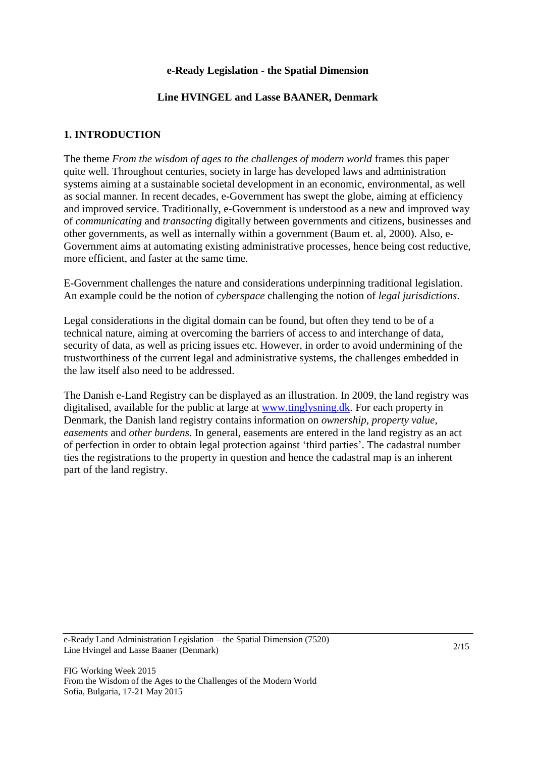**e-Ready Legislation - the Spatial Dimension**

**Line HVINGEL and Lasse BAANER, Denmark**

## 1. INTRODUCTION

The theme *From the wisdom of ages to the challenges of modern world* frames this paper quite well. Throughout centuries, society in large has developed laws and administration systems aiming at a sustainable societal development in an economic, environmental, as well as social manner. In recent decades, e-Government has swept the globe, aiming at efficiency and improved service. Traditionally, e-Government is understood as a new and improved way of *communicating* and *transacting* digitally between governments and citizens, businesses and other governments, as well as internally within a government (Baum et. al, 2000). Also, e-Government aims at automating existing administrative processes, hence being cost reductive, more efficient, and faster at the same time.

E-Government challenges the nature and considerations underpinning traditional legislation. An example could be the notion of *cyberspace* challenging the notion of *legal jurisdictions*.

Legal considerations in the digital domain can be found, but often they tend to be of a technical nature, aiming at overcoming the barriers of access to and interchange of data, security of data, as well as pricing issues etc. However, in order to avoid undermining of the trustworthiness of the current legal and administrative systems, the challenges embedded in the law itself also need to be addressed.

The Danish e-Land Registry can be displayed as an illustration. In 2009, the land registry was digitalised, available for the public at large at www.tinglysning.dk. For each property in Denmark, the Danish land registry contains information on *ownership*, *property value*, *easements* and *other burdens*. In general, easements are entered in the land registry as an act of perfection in order to obtain legal protection against 'third parties'. The cadastral number ties the registrations to the property in question and hence the cadastral map is an inherent part of the land registry.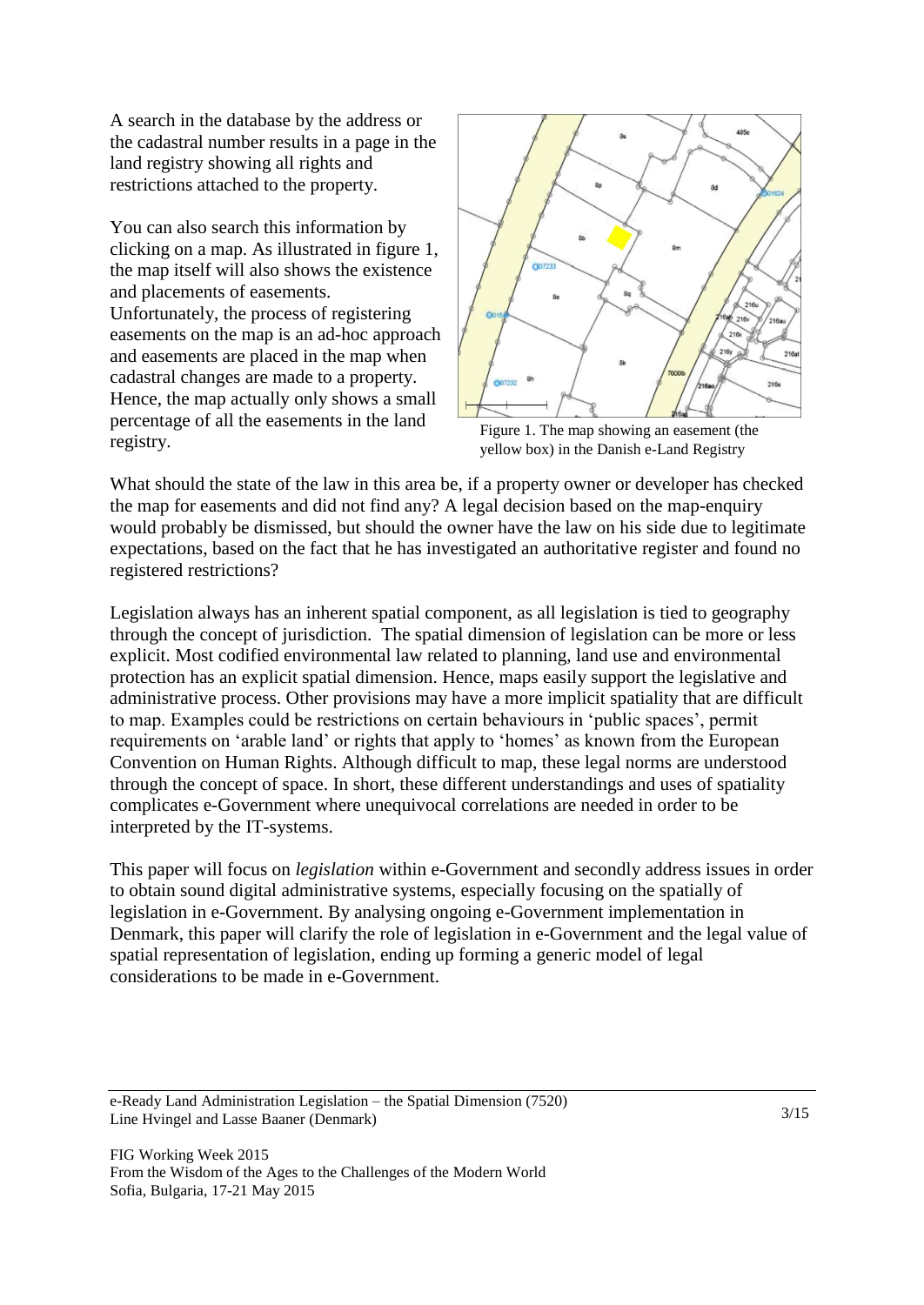A search in the database by the address or the cadastral number results in a page in the land registry showing all rights and restrictions attached to the property.

You can also search this information by clicking on a map. As illustrated in figure 1, the map itself will also shows the existence and placements of easements. Unfortunately, the process of registering easements on the map is an ad-hoc approach and easements are placed in the map when cadastral changes are made to a property. Hence, the map actually only shows a small percentage of all the easements in the land registry.

Figure 1. The map showing an easement (the yellow box) in the Danish e-Land Registry

What should the state of the law in this area be, if a property owner or developer has checked the map for easements and did not find any? A legal decision based on the map-enquiry would probably be dismissed, but should the owner have the law on his side due to legitimate expectations, based on the fact that he has investigated an authoritative register and found no registered restrictions?

Legislation always has an inherent spatial component, as all legislation is tied to geography through the concept of jurisdiction. The spatial dimension of legislation can be more or less explicit. Most codified environmental law related to planning, land use and environmental protection has an explicit spatial dimension. Hence, maps easily support the legislative and administrative process. Other provisions may have a more implicit spatiality that are difficult to map. Examples could be restrictions on certain behaviours in 'public spaces', permit requirements on 'arable land' or rights that apply to 'homes' as known from the European Convention on Human Rights. Although difficult to map, these legal norms are understood through the concept of space. In short, these different understandings and uses of spatiality complicates e-Government where unequivocal correlations are needed in order to be interpreted by the IT-systems.

This paper will focus on *legislation* within e-Government and secondly address issues in order to obtain sound digital administrative systems, especially focusing on the spatially of legislation in e-Government. By analysing ongoing e-Government implementation in Denmark, this paper will clarify the role of legislation in e-Government and the legal value of spatial representation of legislation, ending up forming a generic model of legal considerations to be made in e-Government.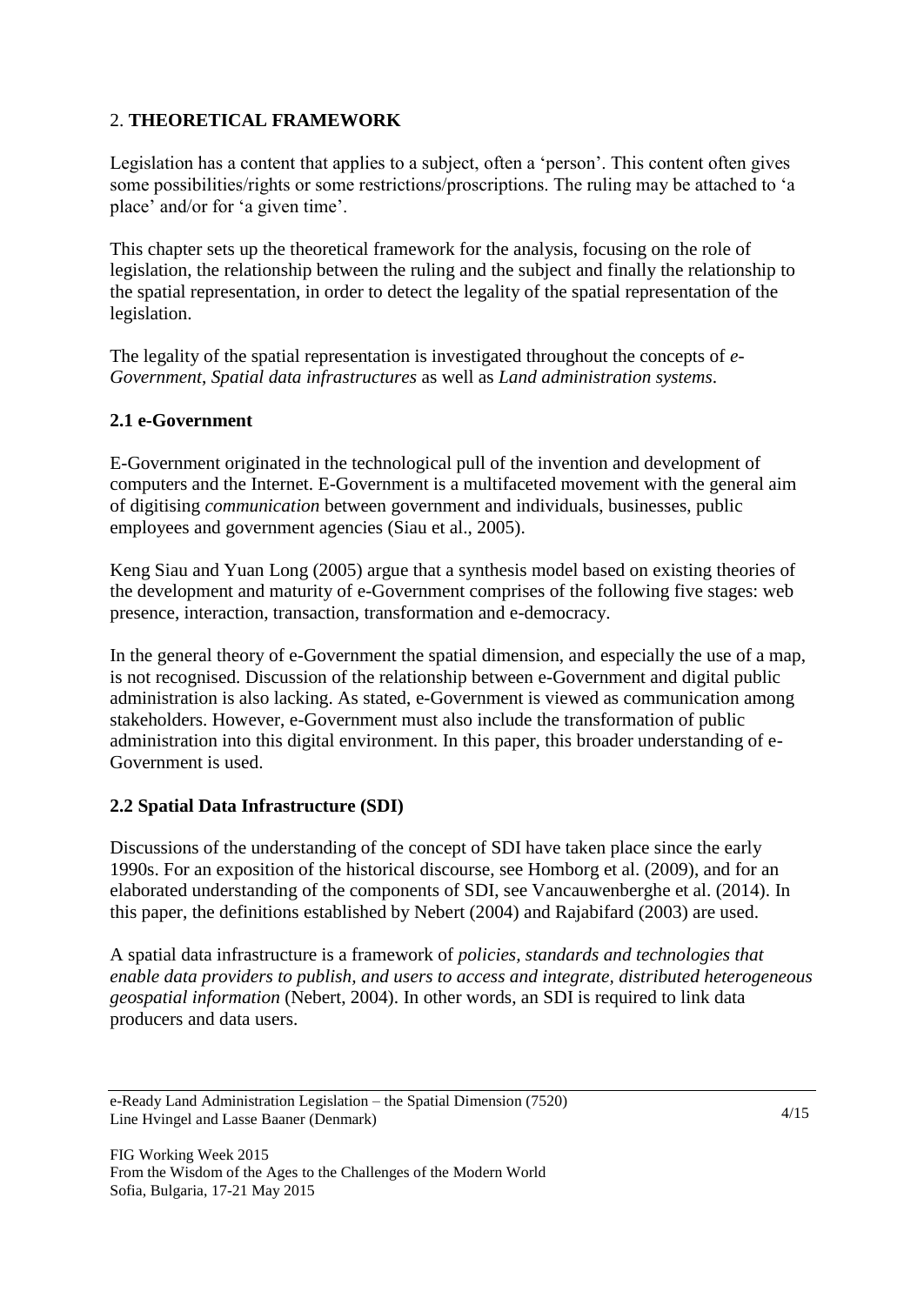## 2. **THEORETICAL FRAMEWORK**

Legislation has a content that applies to a subject, often a 'person'. This content often gives some possibilities/rights or some restrictions/proscriptions. The ruling may be attached to 'a place' and/or for 'a given time'.

This chapter sets up the theoretical framework for the analysis, focusing on the role of legislation, the relationship between the ruling and the subject and finally the relationship to the spatial representation, in order to detect the legality of the spatial representation of the legislation.

The legality of the spatial representation is investigated throughout the concepts of *e-Government*, *Spatial data infrastructures* as well as *Land administration systems*.

### 2.1 e-Government

E-Government originated in the technological pull of the invention and development of computers and the Internet. E-Government is a multifaceted movement with the general aim of digitising *communication* between government and individuals, businesses, public employees and government agencies (Siau et al., 2005).

Keng Siau and Yuan Long (2005) argue that a synthesis model based on existing theories of the development and maturity of e-Government comprises of the following five stages: web presence, interaction, transaction, transformation and e-democracy.

In the general theory of e-Government the spatial dimension, and especially the use of a map, is not recognised. Discussion of the relationship between e-Government and digital public administration is also lacking. As stated, e-Government is viewed as communication among stakeholders. However, e-Government must also include the transformation of public administration into this digital environment. In this paper, this broader understanding of e-Government is used.

### 2.2 Spatial Data Infrastructure (SDI)

Discussions of the understanding of the concept of SDI have taken place since the early 1990s. For an exposition of the historical discourse, see Homborg et al. (2009), and for an elaborated understanding of the components of SDI, see Vancauwenberghe et al. (2014). In this paper, the definitions established by Nebert (2004) and Rajabifard (2003) are used.

A spatial data infrastructure is a framework of *policies, standards and technologies that enable data providers to publish, and users to access and integrate, distributed heterogeneous geospatial information* (Nebert, 2004). In other words, an SDI is required to link data producers and data users.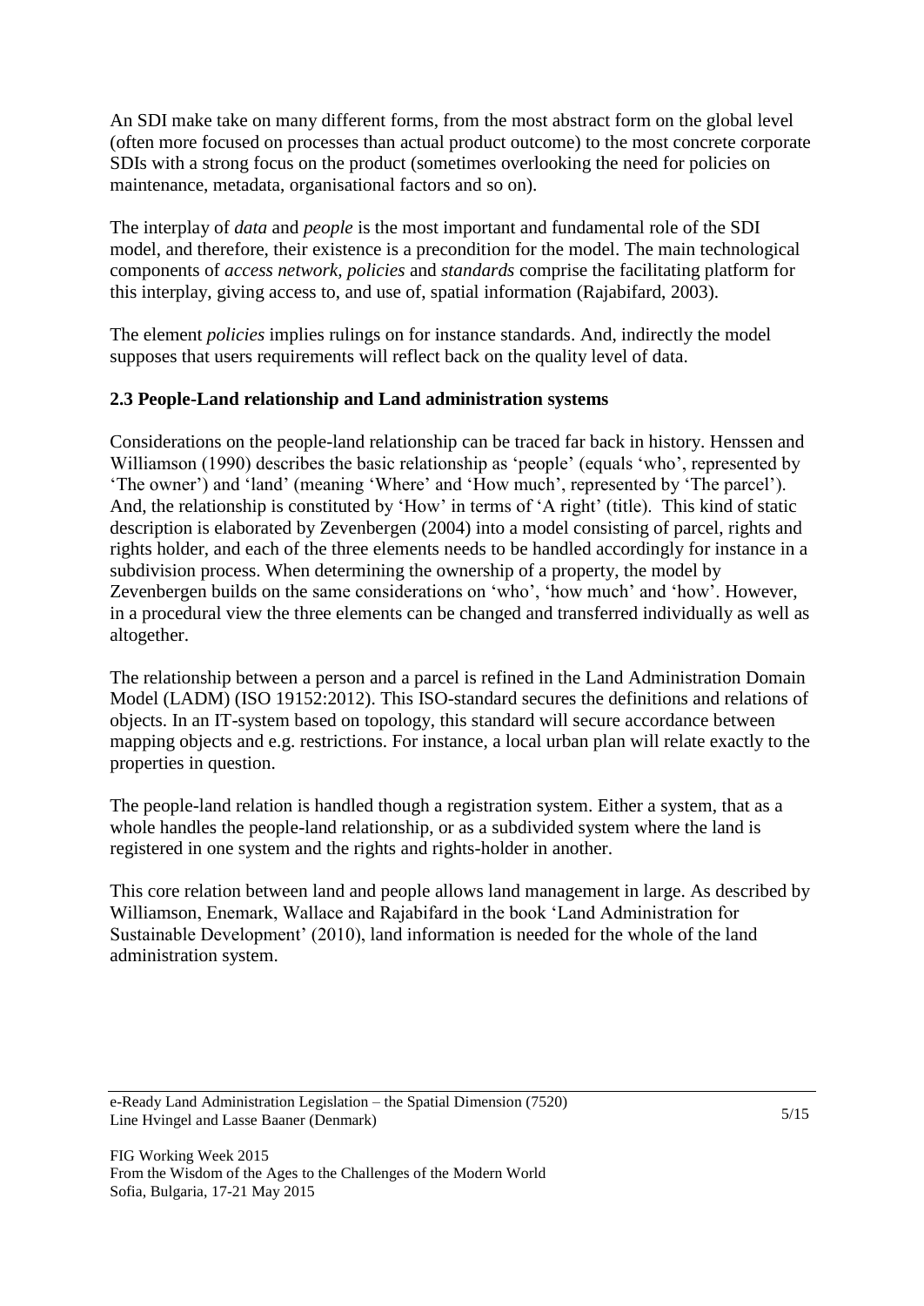An SDI make take on many different forms, from the most abstract form on the global level (often more focused on processes than actual product outcome) to the most concrete corporate SDIs with a strong focus on the product (sometimes overlooking the need for policies on maintenance, metadata, organisational factors and so on).

The interplay of *data* and *people* is the most important and fundamental role of the SDI model, and therefore, their existence is a precondition for the model. The main technological components of *access network, policies* and *standards* comprise the facilitating platform for this interplay, giving access to, and use of, spatial information (Rajabifard, 2003).

The element *policies* implies rulings on for instance standards. And, indirectly the model supposes that users requirements will reflect back on the quality level of data.

### 2.3 People-Land relationship and Land administration systems

Considerations on the people-land relationship can be traced far back in history. Henssen and Williamson (1990) describes the basic relationship as 'people' (equals 'who', represented by 'The owner') and 'land' (meaning 'Where' and 'How much', represented by 'The parcel'). And, the relationship is constituted by 'How' in terms of 'A right' (title). This kind of static description is elaborated by Zevenbergen (2004) into a model consisting of parcel, rights and rights holder, and each of the three elements needs to be handled accordingly for instance in a subdivision process. When determining the ownership of a property, the model by Zevenbergen builds on the same considerations on 'who', 'how much' and 'how'. However, in a procedural view the three elements can be changed and transferred individually as well as altogether.

The relationship between a person and a parcel is refined in the Land Administration Domain Model (LADM) (ISO 19152:2012). This ISO-standard secures the definitions and relations of objects. In an IT-system based on topology, this standard will secure accordance between mapping objects and e.g. restrictions. For instance, a local urban plan will relate exactly to the properties in question.

The people-land relation is handled though a registration system. Either a system, that as a whole handles the people-land relationship, or as a subdivided system where the land is registered in one system and the rights and rights-holder in another.

This core relation between land and people allows land management in large. As described by Williamson, Enemark, Wallace and Rajabifard in the book 'Land Administration for Sustainable Development' (2010), land information is needed for the whole of the land administration system.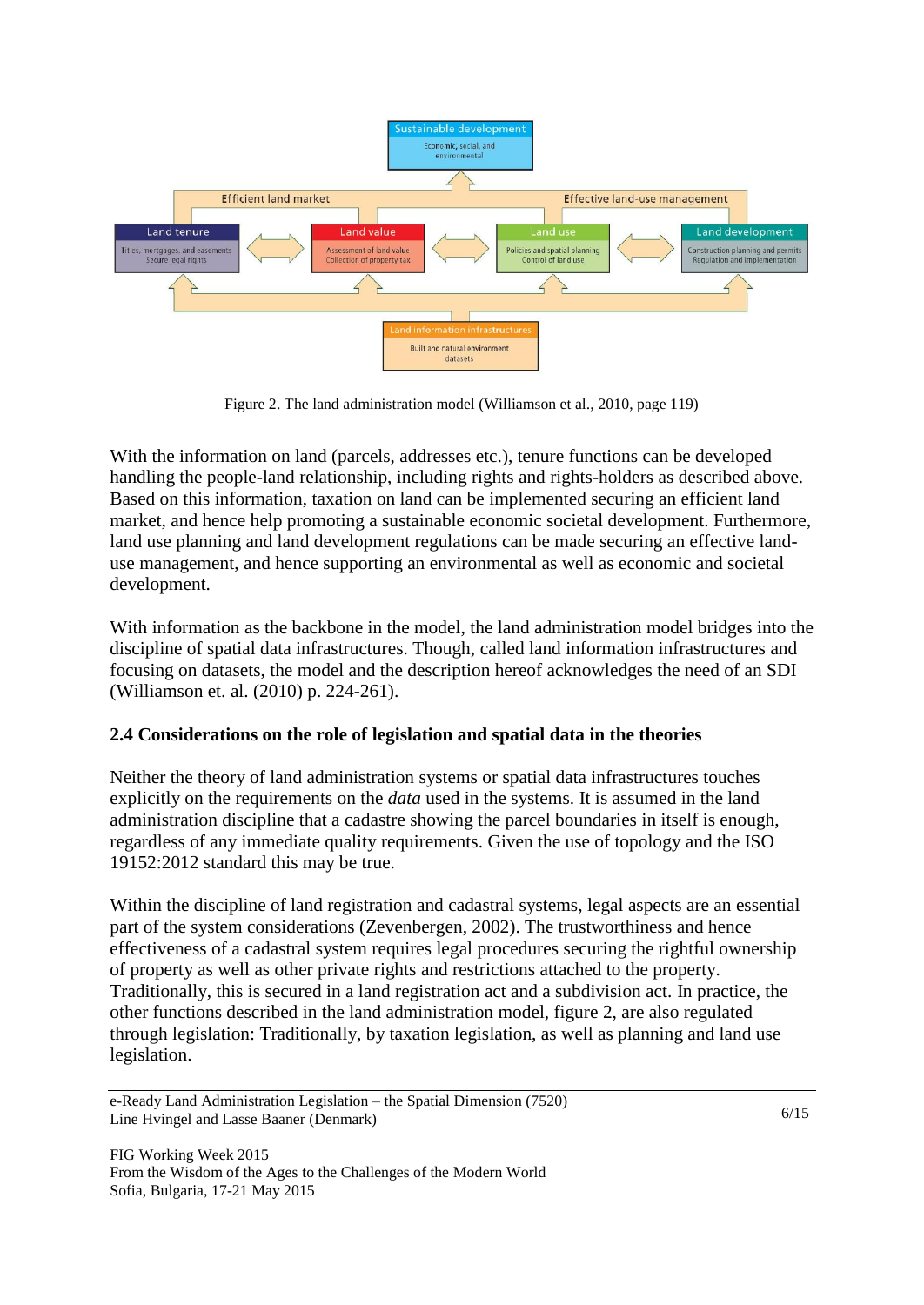Figure 2. The land administration model (Williamson et al., 2010, page 119)

With the information on land (parcels, addresses etc.), tenure functions can be developed handling the people-land relationship, including rights and rights-holders as described above. Based on this information, taxation on land can be implemented securing an efficient land market, and hence help promoting a sustainable economic societal development. Furthermore, land use planning and land development regulations can be made securing an effective land-use management, and hence supporting an environmental as well as economic and societal development.

With information as the backbone in the model, the land administration model bridges into the discipline of spatial data infrastructures. Though, called land information infrastructures and focusing on datasets, the model and the description hereof acknowledges the need of an SDI (Williamson et. al. (2010) p. 224-261).

### 2.4 Considerations on the role of legislation and spatial data in the theories

Neither the theory of land administration systems or spatial data infrastructures touches explicitly on the requirements on the *data* used in the systems. It is assumed in the land administration discipline that a cadastre showing the parcel boundaries in itself is enough, regardless of any immediate quality requirements. Given the use of topology and the ISO 19152:2012 standard this may be true.

Within the discipline of land registration and cadastral systems, legal aspects are an essential part of the system considerations (Zevenbergen, 2002). The trustworthiness and hence effectiveness of a cadastral system requires legal procedures securing the rightful ownership of property as well as other private rights and restrictions attached to the property. Traditionally, this is secured in a land registration act and a subdivision act. In practice, the other functions described in the land administration model, figure 2, are also regulated through legislation: Traditionally, by taxation legislation, as well as planning and land use legislation.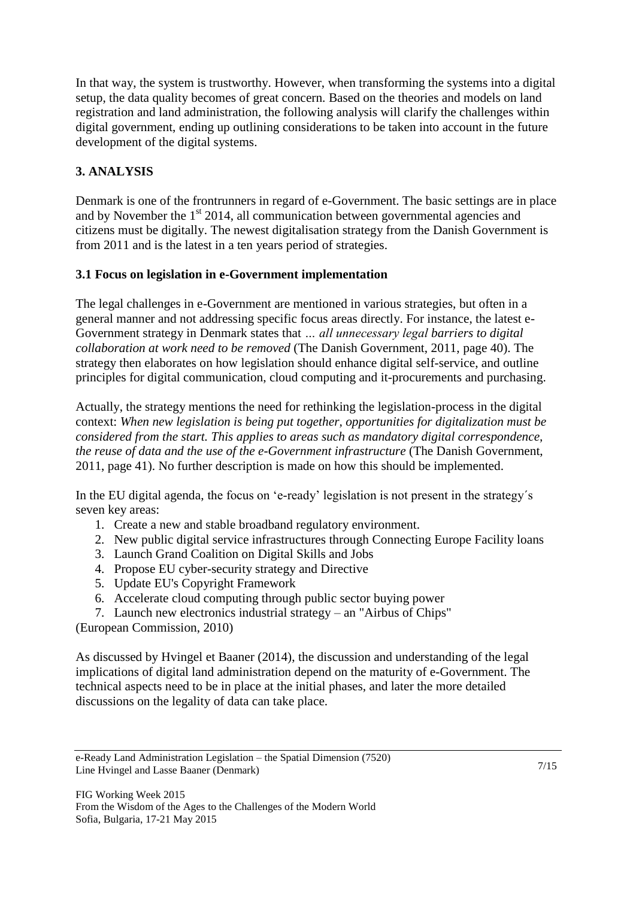In that way, the system is trustworthy. However, when transforming the systems into a digital setup, the data quality becomes of great concern. Based on the theories and models on land registration and land administration, the following analysis will clarify the challenges within digital government, ending up outlining considerations to be taken into account in the future development of the digital systems.

## 3. ANALYSIS

Denmark is one of the frontrunners in regard of e-Government. The basic settings are in place and by November the 1st 2014, all communication between governmental agencies and citizens must be digitally. The newest digitalisation strategy from the Danish Government is from 2011 and is the latest in a ten years period of strategies.

### 3.1 Focus on legislation in e-Government implementation

The legal challenges in e-Government are mentioned in various strategies, but often in a general manner and not addressing specific focus areas directly. For instance, the latest e-Government strategy in Denmark states that *… all unnecessary legal barriers to digital collaboration at work need to be removed* (The Danish Government, 2011, page 40). The strategy then elaborates on how legislation should enhance digital self-service, and outline principles for digital communication, cloud computing and it-procurements and purchasing.

Actually, the strategy mentions the need for rethinking the legislation-process in the digital context: *When new legislation is being put together, opportunities for digitalization must be considered from the start. This applies to areas such as mandatory digital correspondence, the reuse of data and the use of the e-Government infrastructure* (The Danish Government, 2011, page 41). No further description is made on how this should be implemented.

In the EU digital agenda, the focus on 'e-ready' legislation is not present in the strategy´s seven key areas:

1. Create a new and stable broadband regulatory environment.
2. New public digital service infrastructures through Connecting Europe Facility loans
3. Launch Grand Coalition on Digital Skills and Jobs
4. Propose EU cyber-security strategy and Directive
5. Update EU's Copyright Framework
6. Accelerate cloud computing through public sector buying power
7. Launch new electronics industrial strategy – an "Airbus of Chips"

(European Commission, 2010)

As discussed by Hvingel et Baaner (2014), the discussion and understanding of the legal implications of digital land administration depend on the maturity of e-Government. The technical aspects need to be in place at the initial phases, and later the more detailed discussions on the legality of data can take place.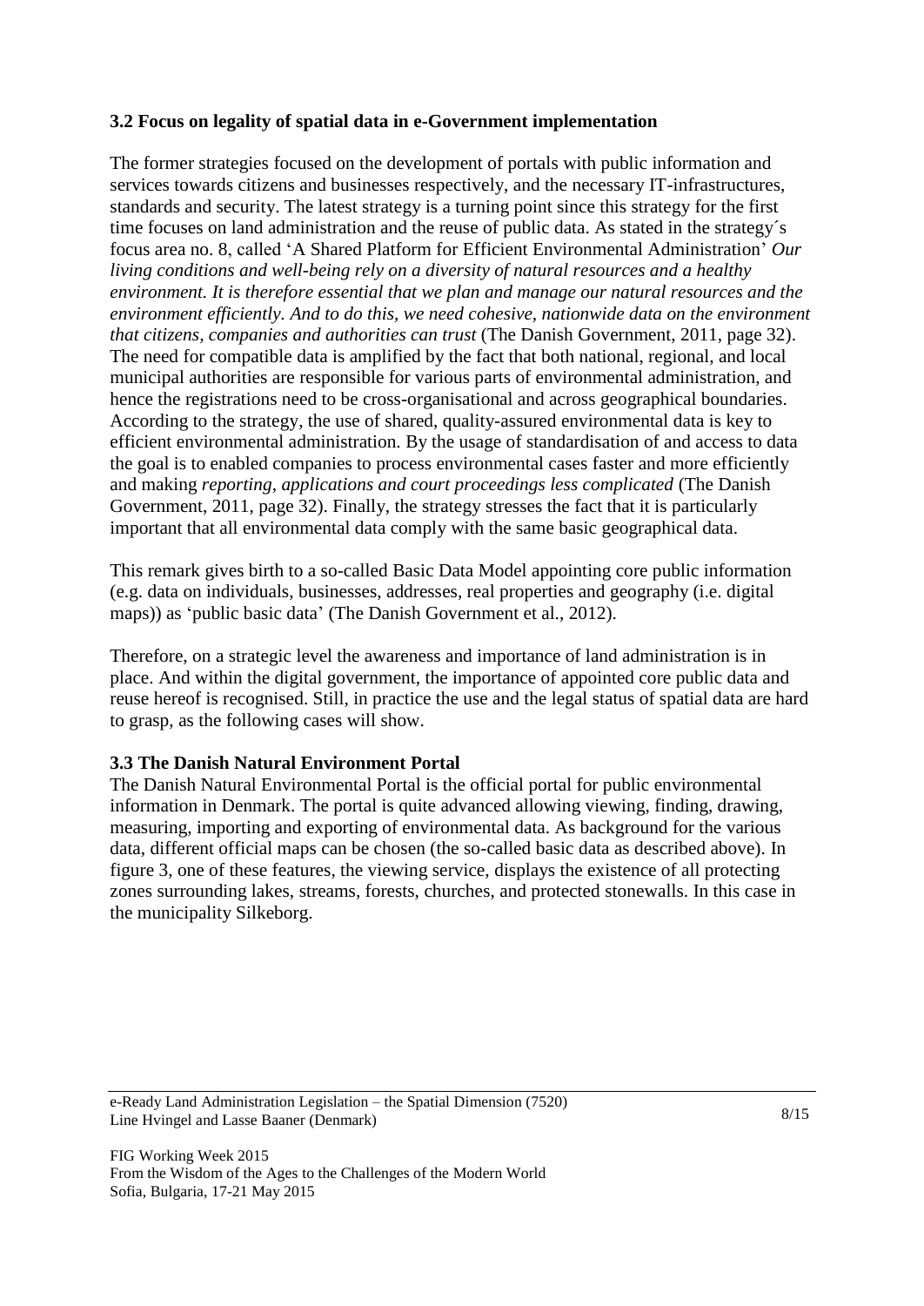### 3.2 Focus on legality of spatial data in e-Government implementation

The former strategies focused on the development of portals with public information and services towards citizens and businesses respectively, and the necessary IT-infrastructures, standards and security. The latest strategy is a turning point since this strategy for the first time focuses on land administration and the reuse of public data. As stated in the strategy´s focus area no. 8, called 'A Shared Platform for Efficient Environmental Administration' *Our living conditions and well-being rely on a diversity of natural resources and a healthy environment. It is therefore essential that we plan and manage our natural resources and the environment efficiently. And to do this, we need cohesive, nationwide data on the environment that citizens, companies and authorities can trust* (The Danish Government, 2011, page 32). The need for compatible data is amplified by the fact that both national, regional, and local municipal authorities are responsible for various parts of environmental administration, and hence the registrations need to be cross-organisational and across geographical boundaries. According to the strategy, the use of shared, quality-assured environmental data is key to efficient environmental administration. By the usage of standardisation of and access to data the goal is to enabled companies to process environmental cases faster and more efficiently and making *reporting, applications and court proceedings less complicated* (The Danish Government, 2011, page 32). Finally, the strategy stresses the fact that it is particularly important that all environmental data comply with the same basic geographical data.

This remark gives birth to a so-called Basic Data Model appointing core public information (e.g. data on individuals, businesses, addresses, real properties and geography (i.e. digital maps)) as 'public basic data' (The Danish Government et al., 2012).

Therefore, on a strategic level the awareness and importance of land administration is in place. And within the digital government, the importance of appointed core public data and reuse hereof is recognised. Still, in practice the use and the legal status of spatial data are hard to grasp, as the following cases will show.

### 3.3 The Danish Natural Environment Portal

The Danish Natural Environmental Portal is the official portal for public environmental information in Denmark. The portal is quite advanced allowing viewing, finding, drawing, measuring, importing and exporting of environmental data. As background for the various data, different official maps can be chosen (the so-called basic data as described above). In figure 3, one of these features, the viewing service, displays the existence of all protecting zones surrounding lakes, streams, forests, churches, and protected stonewalls. In this case in the municipality Silkeborg.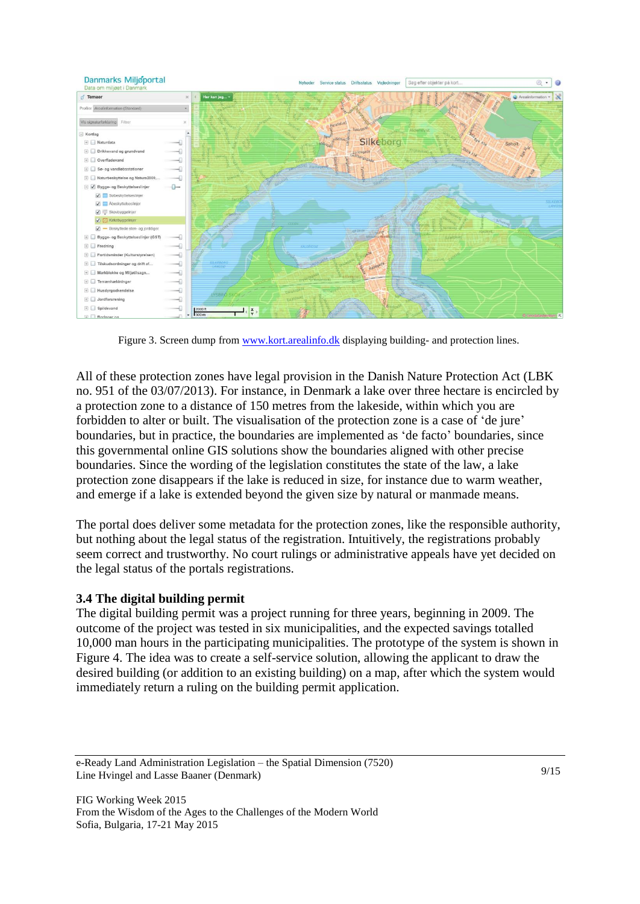Figure 3. Screen dump from [www.kort.arealinfo.dk](http://www.kort.arealinfo.dk) displaying building- and protection lines.

All of these protection zones have legal provision in the Danish Nature Protection Act (LBK no. 951 of the 03/07/2013). For instance, in Denmark a lake over three hectare is encircled by a protection zone to a distance of 150 metres from the lakeside, within which you are forbidden to alter or built. The visualisation of the protection zone is a case of 'de jure' boundaries, but in practice, the boundaries are implemented as 'de facto' boundaries, since this governmental online GIS solutions show the boundaries aligned with other precise boundaries. Since the wording of the legislation constitutes the state of the law, a lake protection zone disappears if the lake is reduced in size, for instance due to warm weather, and emerge if a lake is extended beyond the given size by natural or manmade means.

The portal does deliver some metadata for the protection zones, like the responsible authority, but nothing about the legal status of the registration. Intuitively, the registrations probably seem correct and trustworthy. No court rulings or administrative appeals have yet decided on the legal status of the portals registrations.

### 3.4 The digital building permit

The digital building permit was a project running for three years, beginning in 2009. The outcome of the project was tested in six municipalities, and the expected savings totalled 10,000 man hours in the participating municipalities. The prototype of the system is shown in Figure 4. The idea was to create a self-service solution, allowing the applicant to draw the desired building (or addition to an existing building) on a map, after which the system would immediately return a ruling on the building permit application.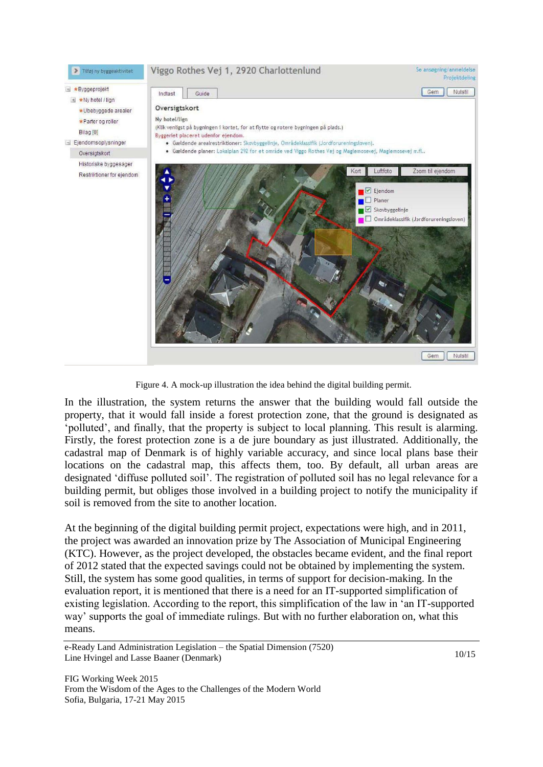Figure 4. A mock-up illustration the idea behind the digital building permit.

In the illustration, the system returns the answer that the building would fall outside the property, that it would fall inside a forest protection zone, that the ground is designated as 'polluted', and finally, that the property is subject to local planning. This result is alarming. Firstly, the forest protection zone is a de jure boundary as just illustrated. Additionally, the cadastral map of Denmark is of highly variable accuracy, and since local plans base their locations on the cadastral map, this affects them, too. By default, all urban areas are designated 'diffuse polluted soil'. The registration of polluted soil has no legal relevance for a building permit, but obliges those involved in a building project to notify the municipality if soil is removed from the site to another location.

At the beginning of the digital building permit project, expectations were high, and in 2011, the project was awarded an innovation prize by The Association of Municipal Engineering (KTC). However, as the project developed, the obstacles became evident, and the final report of 2012 stated that the expected savings could not be obtained by implementing the system. Still, the system has some good qualities, in terms of support for decision-making. In the evaluation report, it is mentioned that there is a need for an IT-supported simplification of existing legislation. According to the report, this simplification of the law in 'an IT-supported way' supports the goal of immediate rulings. But with no further elaboration on, what this means.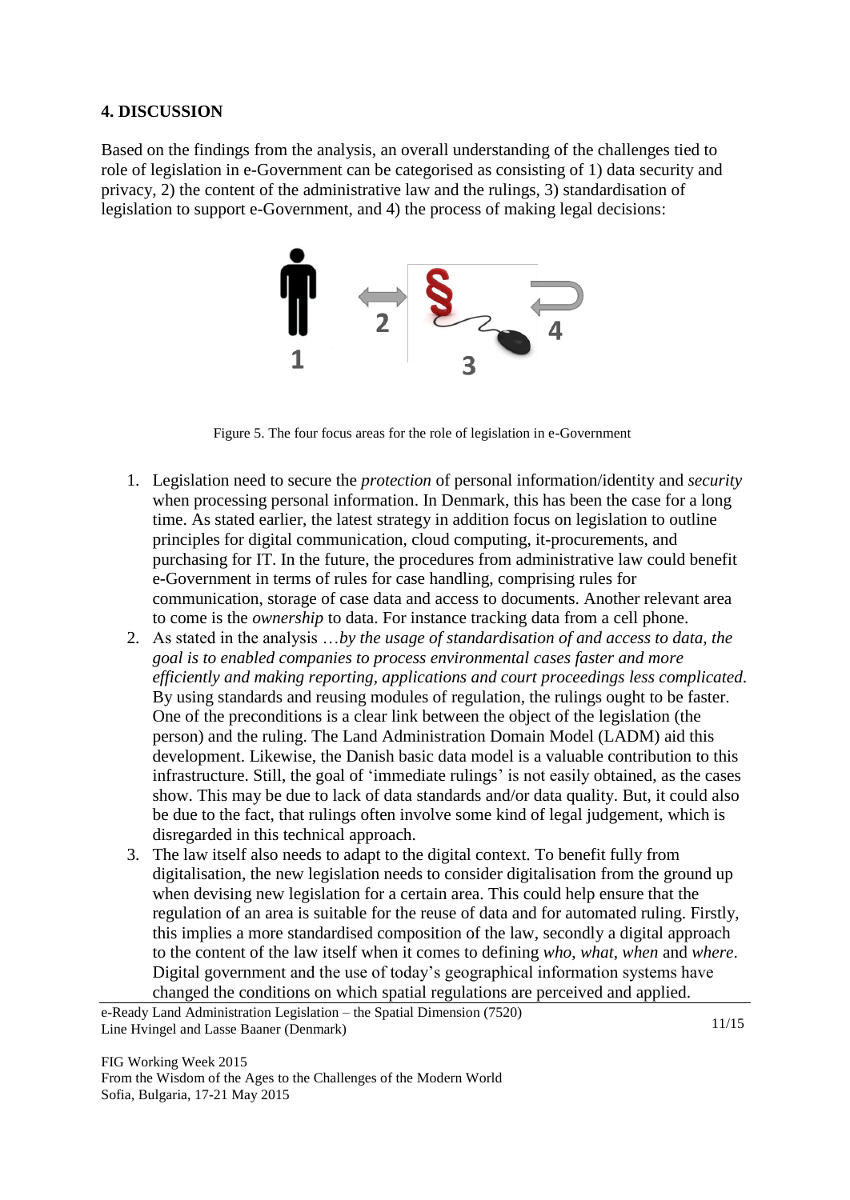## 4. DISCUSSION

Based on the findings from the analysis, an overall understanding of the challenges tied to role of legislation in e-Government can be categorised as consisting of 1) data security and privacy, 2) the content of the administrative law and the rulings, 3) standardisation of legislation to support e-Government, and 4) the process of making legal decisions:

Figure 5. The four focus areas for the role of legislation in e-Government

1. Legislation need to secure the *protection* of personal information/identity and *security* when processing personal information. In Denmark, this has been the case for a long time. As stated earlier, the latest strategy in addition focus on legislation to outline principles for digital communication, cloud computing, it-procurements, and purchasing for IT. In the future, the procedures from administrative law could benefit e-Government in terms of rules for case handling, comprising rules for communication, storage of case data and access to documents. Another relevant area to come is the *ownership* to data. For instance tracking data from a cell phone.
2. As stated in the analysis *…by the usage of standardisation of and access to data, the goal is to enabled companies to process environmental cases faster and more efficiently and making reporting, applications and court proceedings less complicated.* By using standards and reusing modules of regulation, the rulings ought to be faster. One of the preconditions is a clear link between the object of the legislation (the person) and the ruling. The Land Administration Domain Model (LADM) aid this development. Likewise, the Danish basic data model is a valuable contribution to this infrastructure. Still, the goal of 'immediate rulings' is not easily obtained, as the cases show. This may be due to lack of data standards and/or data quality. But, it could also be due to the fact, that rulings often involve some kind of legal judgement, which is disregarded in this technical approach.
3. The law itself also needs to adapt to the digital context. To benefit fully from digitalisation, the new legislation needs to consider digitalisation from the ground up when devising new legislation for a certain area. This could help ensure that the regulation of an area is suitable for the reuse of data and for automated ruling. Firstly, this implies a more standardised composition of the law, secondly a digital approach to the content of the law itself when it comes to defining *who*, *what*, *when* and *where*. Digital government and the use of today's geographical information systems have changed the conditions on which spatial regulations are perceived and applied.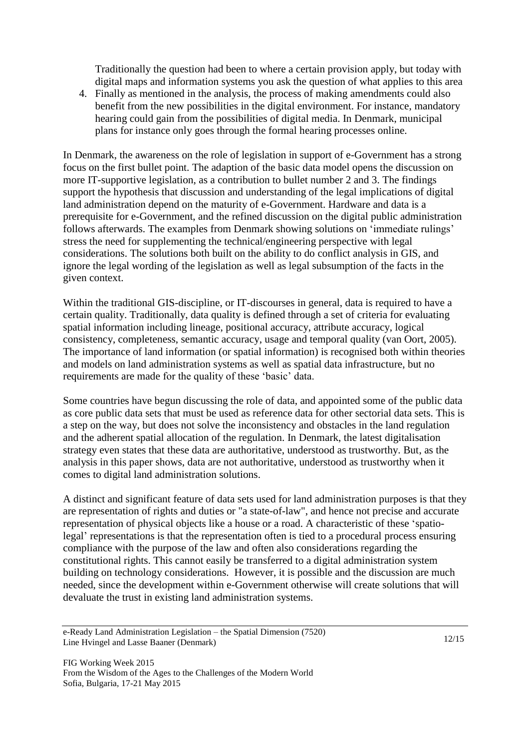Traditionally the question had been to where a certain provision apply, but today with digital maps and information systems you ask the question of what applies to this area

4. Finally as mentioned in the analysis, the process of making amendments could also benefit from the new possibilities in the digital environment. For instance, mandatory hearing could gain from the possibilities of digital media. In Denmark, municipal plans for instance only goes through the formal hearing processes online.

In Denmark, the awareness on the role of legislation in support of e-Government has a strong focus on the first bullet point. The adaption of the basic data model opens the discussion on more IT-supportive legislation, as a contribution to bullet number 2 and 3. The findings support the hypothesis that discussion and understanding of the legal implications of digital land administration depend on the maturity of e-Government. Hardware and data is a prerequisite for e-Government, and the refined discussion on the digital public administration follows afterwards. The examples from Denmark showing solutions on 'immediate rulings' stress the need for supplementing the technical/engineering perspective with legal considerations. The solutions both built on the ability to do conflict analysis in GIS, and ignore the legal wording of the legislation as well as legal subsumption of the facts in the given context.

Within the traditional GIS-discipline, or IT-discourses in general, data is required to have a certain quality. Traditionally, data quality is defined through a set of criteria for evaluating spatial information including lineage, positional accuracy, attribute accuracy, logical consistency, completeness, semantic accuracy, usage and temporal quality (van Oort, 2005). The importance of land information (or spatial information) is recognised both within theories and models on land administration systems as well as spatial data infrastructure, but no requirements are made for the quality of these 'basic' data.

Some countries have begun discussing the role of data, and appointed some of the public data as core public data sets that must be used as reference data for other sectorial data sets. This is a step on the way, but does not solve the inconsistency and obstacles in the land regulation and the adherent spatial allocation of the regulation. In Denmark, the latest digitalisation strategy even states that these data are authoritative, understood as trustworthy. But, as the analysis in this paper shows, data are not authoritative, understood as trustworthy when it comes to digital land administration solutions.

A distinct and significant feature of data sets used for land administration purposes is that they are representation of rights and duties or "a state-of-law", and hence not precise and accurate representation of physical objects like a house or a road. A characteristic of these 'spatio-legal' representations is that the representation often is tied to a procedural process ensuring compliance with the purpose of the law and often also considerations regarding the constitutional rights. This cannot easily be transferred to a digital administration system building on technology considerations. However, it is possible and the discussion are much needed, since the development within e-Government otherwise will create solutions that will devaluate the trust in existing land administration systems.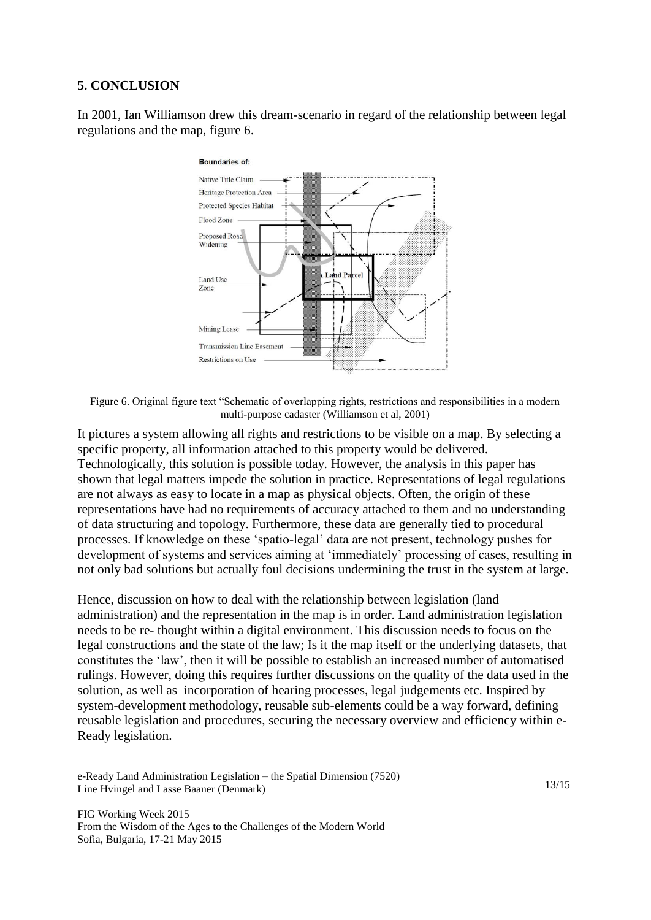## 5. CONCLUSION

In 2001, Ian Williamson drew this dream-scenario in regard of the relationship between legal regulations and the map, figure 6.

Figure 6. Original figure text "Schematic of overlapping rights, restrictions and responsibilities in a modern multi-purpose cadaster (Williamson et al, 2001)

It pictures a system allowing all rights and restrictions to be visible on a map. By selecting a specific property, all information attached to this property would be delivered. Technologically, this solution is possible today. However, the analysis in this paper has shown that legal matters impede the solution in practice. Representations of legal regulations are not always as easy to locate in a map as physical objects. Often, the origin of these representations have had no requirements of accuracy attached to them and no understanding of data structuring and topology. Furthermore, these data are generally tied to procedural processes. If knowledge on these 'spatio-legal' data are not present, technology pushes for development of systems and services aiming at 'immediately' processing of cases, resulting in not only bad solutions but actually foul decisions undermining the trust in the system at large.

Hence, discussion on how to deal with the relationship between legislation (land administration) and the representation in the map is in order. Land administration legislation needs to be re- thought within a digital environment. This discussion needs to focus on the legal constructions and the state of the law; Is it the map itself or the underlying datasets, that constitutes the 'law', then it will be possible to establish an increased number of automatised rulings. However, doing this requires further discussions on the quality of the data used in the solution, as well as incorporation of hearing processes, legal judgements etc. Inspired by system-development methodology, reusable sub-elements could be a way forward, defining reusable legislation and procedures, securing the necessary overview and efficiency within e-Ready legislation.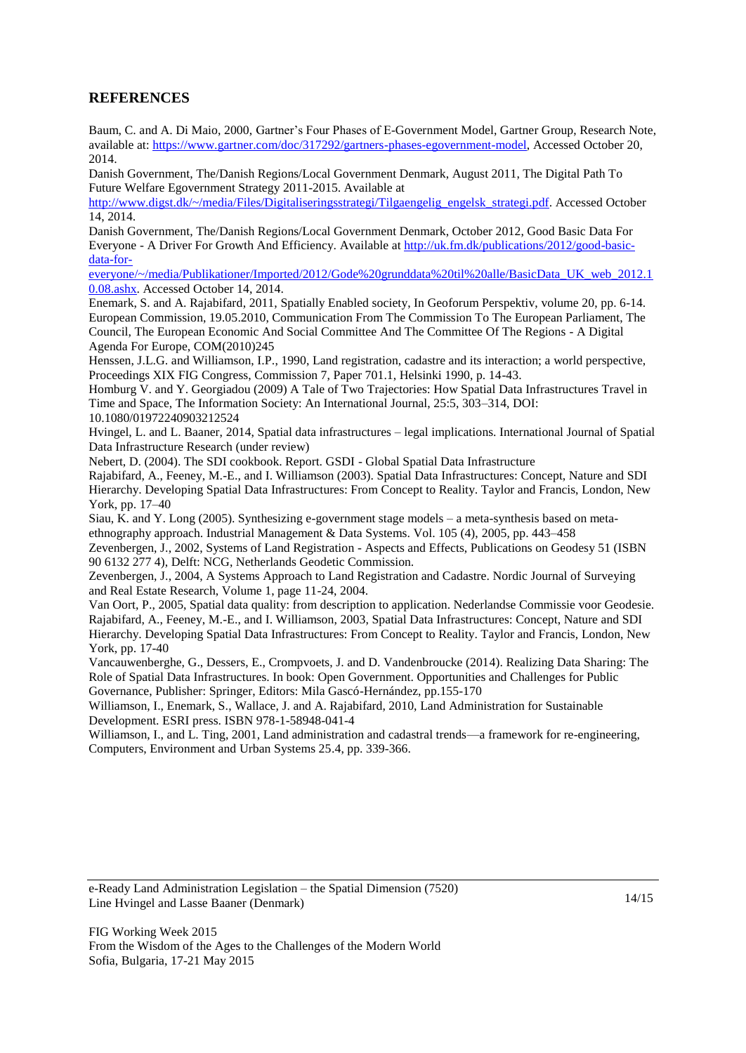## REFERENCES

Baum, C. and A. Di Maio, 2000, Gartner's Four Phases of E-Government Model, Gartner Group, Research Note, available at: https://www.gartner.com/doc/317292/gartners-phases-egovernment-model, Accessed October 20, 2014.

Danish Government, The/Danish Regions/Local Government Denmark, August 2011, The Digital Path To Future Welfare Egovernment Strategy 2011-2015. Available at http://www.digst.dk/~/media/Files/Digitaliseringsstrategi/Tilgaengelig_engelsk_strategi.pdf. Accessed October 14, 2014.

Danish Government, The/Danish Regions/Local Government Denmark, October 2012, Good Basic Data For Everyone - A Driver For Growth And Efficiency. Available at http://uk.fm.dk/publications/2012/good-basic-data-for-everyone/~/media/Publikationer/Imported/2012/Gode%20grunddata%20til%20alle/BasicData_UK_web_2012.10.08.ashx. Accessed October 14, 2014.

Enemark, S. and A. Rajabifard, 2011, Spatially Enabled society, In Geoforum Perspektiv, volume 20, pp. 6-14.

European Commission, 19.05.2010, Communication From The Commission To The European Parliament, The Council, The European Economic And Social Committee And The Committee Of The Regions - A Digital Agenda For Europe, COM(2010)245

Henssen, J.L.G. and Williamson, I.P., 1990, Land registration, cadastre and its interaction; a world perspective, Proceedings XIX FIG Congress, Commission 7, Paper 701.1, Helsinki 1990, p. 14-43.

Homburg V. and Y. Georgiadou (2009) A Tale of Two Trajectories: How Spatial Data Infrastructures Travel in Time and Space, The Information Society: An International Journal, 25:5, 303–314, DOI: 10.1080/01972240903212524

Hvingel, L. and L. Baaner, 2014, Spatial data infrastructures – legal implications. International Journal of Spatial Data Infrastructure Research (under review)

Nebert, D. (2004). The SDI cookbook. Report. GSDI - Global Spatial Data Infrastructure

Rajabifard, A., Feeney, M.-E., and I. Williamson (2003). Spatial Data Infrastructures: Concept, Nature and SDI Hierarchy. Developing Spatial Data Infrastructures: From Concept to Reality. Taylor and Francis, London, New York, pp. 17–40

Siau, K. and Y. Long (2005). Synthesizing e-government stage models – a meta-synthesis based on meta-ethnography approach. Industrial Management & Data Systems. Vol. 105 (4), 2005, pp. 443–458

Zevenbergen, J., 2002, Systems of Land Registration - Aspects and Effects, Publications on Geodesy 51 (ISBN 90 6132 277 4), Delft: NCG, Netherlands Geodetic Commission.

Zevenbergen, J., 2004, A Systems Approach to Land Registration and Cadastre. Nordic Journal of Surveying and Real Estate Research, Volume 1, page 11-24, 2004.

Van Oort, P., 2005, Spatial data quality: from description to application. Nederlandse Commissie voor Geodesie.

Rajabifard, A., Feeney, M.-E., and I. Williamson, 2003, Spatial Data Infrastructures: Concept, Nature and SDI Hierarchy. Developing Spatial Data Infrastructures: From Concept to Reality. Taylor and Francis, London, New York, pp. 17-40

Vancauwenberghe, G., Dessers, E., Crompvoets, J. and D. Vandenbroucke (2014). Realizing Data Sharing: The Role of Spatial Data Infrastructures. In book: Open Government. Opportunities and Challenges for Public Governance, Publisher: Springer, Editors: Mila Gascó-Hernández, pp.155-170

Williamson, I., Enemark, S., Wallace, J. and A. Rajabifard, 2010, Land Administration for Sustainable Development. ESRI press. ISBN 978-1-58948-041-4

Williamson, I., and L. Ting, 2001, Land administration and cadastral trends—a framework for re-engineering, Computers, Environment and Urban Systems 25.4, pp. 339-366.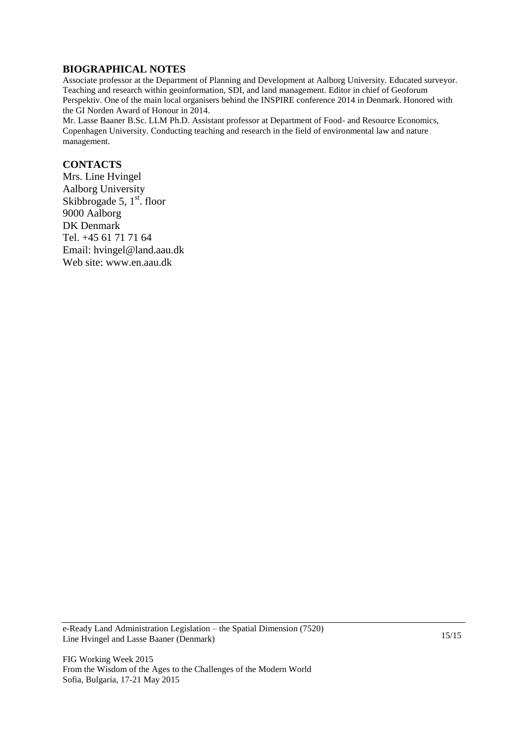## BIOGRAPHICAL NOTES

Associate professor at the Department of Planning and Development at Aalborg University. Educated surveyor. Teaching and research within geoinformation, SDI, and land management. Editor in chief of Geoforum Perspektiv. One of the main local organisers behind the INSPIRE conference 2014 in Denmark. Honored with the GI Norden Award of Honour in 2014.

Mr. Lasse Baaner B.Sc. LLM Ph.D. Assistant professor at Department of Food- and Resource Economics, Copenhagen University. Conducting teaching and research in the field of environmental law and nature management.

## CONTACTS

Mrs. Line Hvingel
Aalborg University
Skibbrogade 5, 1st. floor
9000 Aalborg
DK Denmark
Tel. +45 61 71 71 64
Email: hvingel@land.aau.dk
Web site: www.en.aau.dk